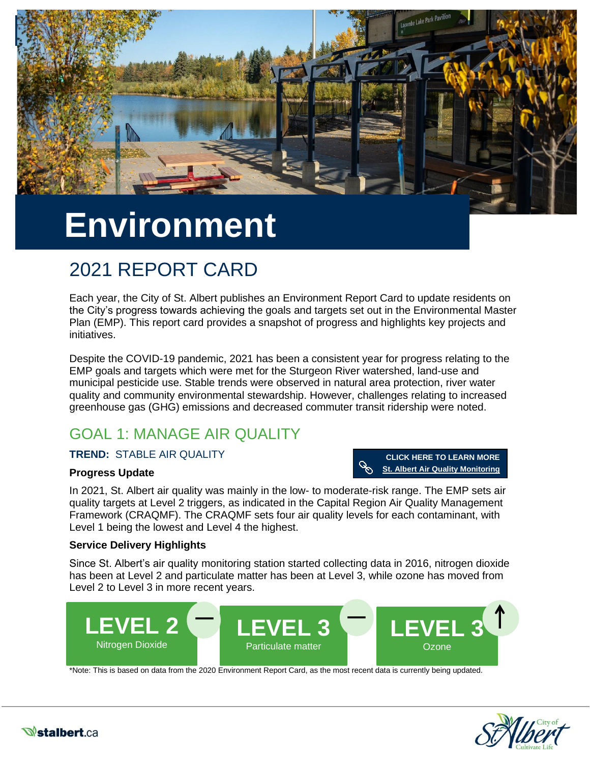# Environment

## 2021 REPORT CARD

Each year, the City of St. Albert publishes an Environment Report Card to update residents on the City's progress towards achieving the goals and targets set out in the Environmental Master Plan (EMP). This report card provides a snapshot of progress and highlights key projects and initiatives.

Despite the COVID-19 pandemic, 2021 has been a consistent year for progress relating to the EMP goals and targets which were met for the Sturgeon River watershed, land-use and municipal pesticide use. Stable trends were observed in natural area protection, river water quality and community environmental stewardship. However, challenges relating to increased greenhouse gas (GHG) emissions and decreased commuter transit ridership were noted.

## GOAL 1: MANAGE AIR QUALITY

**TREND:** STABLE AIR QUALITY

**CLICK HERE TO LEARN MORE**
**St. Albert Air Quality Monitoring**

**Progress Update**

In 2021, St. Albert air quality was mainly in the low- to moderate-risk range. The EMP sets air quality targets at Level 2 triggers, as indicated in the Capital Region Air Quality Management Framework (CRAQMF). The CRAQMF sets four air quality levels for each contaminant, with Level 1 being the lowest and Level 4 the highest.

**Service Delivery Highlights**

Since St. Albert's air quality monitoring station started collecting data in 2016, nitrogen dioxide has been at Level 2 and particulate matter has been at Level 3, while ozone has moved from Level 2 to Level 3 in more recent years.

| LEVEL 2 | LEVEL 3 | LEVEL 3 |
|---|---|---|
| Nitrogen Dioxide (—) | Particulate matter (—) | Ozone (↑) |

*Note: This is based on data from the 2020 Environment Report Card, as the most recent data is currently being updated.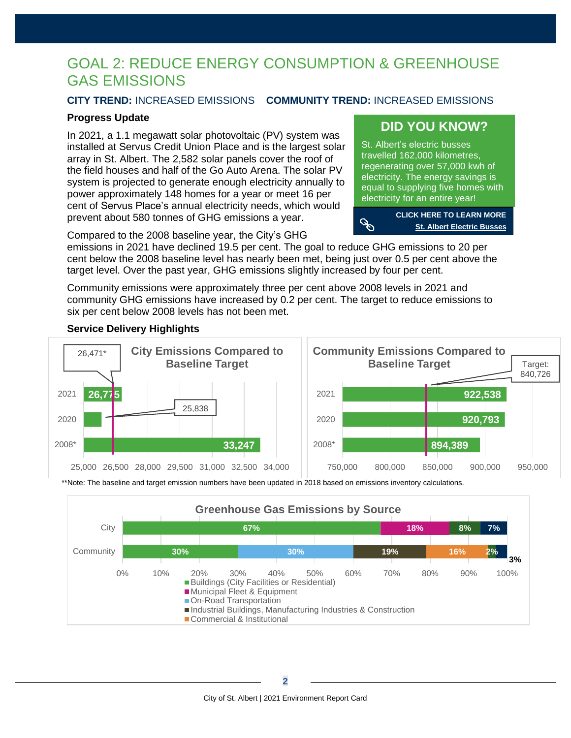# GOAL 2: REDUCE ENERGY CONSUMPTION & GREENHOUSE GAS EMISSIONS

**CITY TREND:** INCREASED EMISSIONS **COMMUNITY TREND:** INCREASED EMISSIONS

### Progress Update

In 2021, a 1.1 megawatt solar photovoltaic (PV) system was installed at Servus Credit Union Place and is the largest solar array in St. Albert. The 2,582 solar panels cover the roof of the field houses and half of the Go Auto Arena. The solar PV system is projected to generate enough electricity annually to power approximately 148 homes for a year or meet 16 per cent of Servus Place's annual electricity needs, which would prevent about 580 tonnes of GHG emissions a year.

Compared to the 2008 baseline year, the City's GHG emissions in 2021 have declined 19.5 per cent. The goal to reduce GHG emissions to 20 per cent below the 2008 baseline level has nearly been met, being just over 0.5 per cent above the target level. Over the past year, GHG emissions slightly increased by four per cent.

Community emissions were approximately three per cent above 2008 levels in 2021 and community GHG emissions have increased by 0.2 per cent. The target to reduce emissions to six per cent below 2008 levels has not been met.

## DID YOU KNOW?

St. Albert's electric busses travelled 162,000 kilometres, regenerating over 57,000 kwh of electricity. The energy savings is equal to supplying five homes with electricity for an entire year!

**CLICK HERE TO LEARN MORE**
**St. Albert Electric Busses**

### Service Delivery Highlights

**City Emissions Compared to Baseline Target**

| Year | Emissions |
|---|---|
| 2021 | 26,775 |
| 2020 | 25.838 |
| 2008* | 33,247 |

Target: 26,471*

**Community Emissions Compared to Baseline Target**

| Year | Emissions |
|---|---|
| 2021 | 922,538 |
| 2020 | 920,793 |
| 2008* | 894,389 |

Target: 840,726

**Note: The baseline and target emission numbers have been updated in 2018 based on emissions inventory calculations.

**Greenhouse Gas Emissions by Source**

| Source | City | Community |
|---|---|---|
| Buildings (City Facilities or Residential) | 67% | 30% |
| Municipal Fleet & Equipment | 18% | |
| On-Road Transportation | | 30% |
| Industrial Buildings, Manufacturing Industries & Construction | 8% | 19% |
| Commercial & Institutional | | 16% |
| (other) | 7% | 2%, 3% |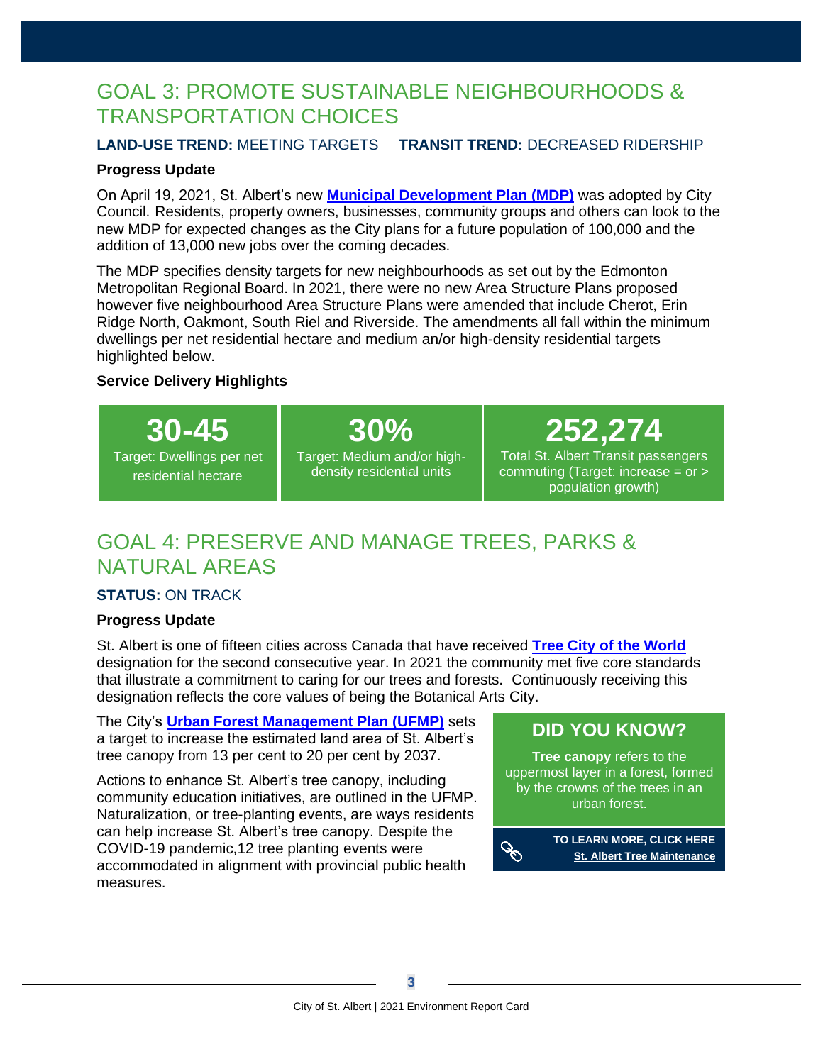## GOAL 3: PROMOTE SUSTAINABLE NEIGHBOURHOODS & TRANSPORTATION CHOICES

**LAND-USE TREND:** MEETING TARGETS **TRANSIT TREND:** DECREASED RIDERSHIP

**Progress Update**

On April 19, 2021, St. Albert's new **Municipal Development Plan (MDP)** was adopted by City Council. Residents, property owners, businesses, community groups and others can look to the new MDP for expected changes as the City plans for a future population of 100,000 and the addition of 13,000 new jobs over the coming decades.

The MDP specifies density targets for new neighbourhoods as set out by the Edmonton Metropolitan Regional Board. In 2021, there were no new Area Structure Plans proposed however five neighbourhood Area Structure Plans were amended that include Cherot, Erin Ridge North, Oakmont, South Riel and Riverside. The amendments all fall within the minimum dwellings per net residential hectare and medium an/or high-density residential targets highlighted below.

**Service Delivery Highlights**

**30-45**
Target: Dwellings per net residential hectare

**30%**
Target: Medium and/or high-density residential units

**252,274**
Total St. Albert Transit passengers commuting (Target: increase = or > population growth)

## GOAL 4: PRESERVE AND MANAGE TREES, PARKS & NATURAL AREAS

**STATUS:** ON TRACK

**Progress Update**

St. Albert is one of fifteen cities across Canada that have received **Tree City of the World** designation for the second consecutive year. In 2021 the community met five core standards that illustrate a commitment to caring for our trees and forests. Continuously receiving this designation reflects the core values of being the Botanical Arts City.

The City's **Urban Forest Management Plan (UFMP)** sets a target to increase the estimated land area of St. Albert's tree canopy from 13 per cent to 20 per cent by 2037.

Actions to enhance St. Albert's tree canopy, including community education initiatives, are outlined in the UFMP. Naturalization, or tree-planting events, are ways residents can help increase St. Albert's tree canopy. Despite the COVID-19 pandemic,12 tree planting events were accommodated in alignment with provincial public health measures.

### DID YOU KNOW?

**Tree canopy** refers to the uppermost layer in a forest, formed by the crowns of the trees in an urban forest.

**TO LEARN MORE, CLICK HERE**
**St. Albert Tree Maintenance**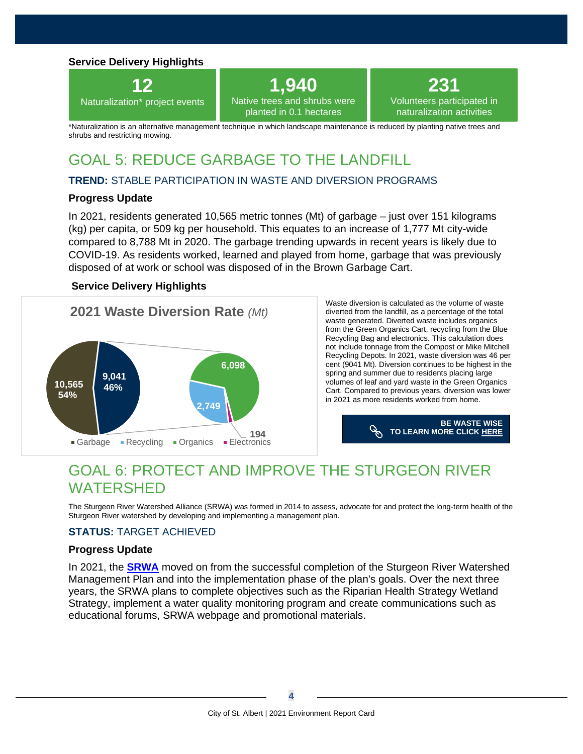**Service Delivery Highlights**

| 12 | 1,940 | 231 |
|---|---|---|
| Naturalization* project events | Native trees and shrubs were planted in 0.1 hectares | Volunteers participated in naturalization activities |

*Naturalization is an alternative management technique in which landscape maintenance is reduced by planting native trees and shrubs and restricting mowing.

## GOAL 5: REDUCE GARBAGE TO THE LANDFILL

**TREND:** STABLE PARTICIPATION IN WASTE AND DIVERSION PROGRAMS

### Progress Update

In 2021, residents generated 10,565 metric tonnes (Mt) of garbage – just over 151 kilograms (kg) per capita, or 509 kg per household. This equates to an increase of 1,777 Mt city-wide compared to 8,788 Mt in 2020. The garbage trending upwards in recent years is likely due to COVID-19. As residents worked, learned and played from home, garbage that was previously disposed of at work or school was disposed of in the Brown Garbage Cart.

**Service Delivery Highlights**

**2021 Waste Diversion Rate** *(Mt)*

| Category | Mt | Share |
|---|---|---|
| Garbage | 10,565 | 54% |
| Diverted (total) | 9,041 | 46% |
| – Organics | 6,098 | |
| – Recycling | 2,749 | |
| – Electronics | 194 | |

Waste diversion is calculated as the volume of waste diverted from the landfill, as a percentage of the total waste generated. Diverted waste includes organics from the Green Organics Cart, recycling from the Blue Recycling Bag and electronics. This calculation does not include tonnage from the Compost or Mike Mitchell Recycling Depots. In 2021, waste diversion was 46 per cent (9041 Mt). Diversion continues to be highest in the spring and summer due to residents placing large volumes of leaf and yard waste in the Green Organics Cart. Compared to previous years, diversion was lower in 2021 as more residents worked from home.

**BE WASTE WISE TO LEARN MORE CLICK HERE**

## GOAL 6: PROTECT AND IMPROVE THE STURGEON RIVER WATERSHED

The Sturgeon River Watershed Alliance (SRWA) was formed in 2014 to assess, advocate for and protect the long-term health of the Sturgeon River watershed by developing and implementing a management plan.

**STATUS:** TARGET ACHIEVED

### Progress Update

In 2021, the **SRWA** moved on from the successful completion of the Sturgeon River Watershed Management Plan and into the implementation phase of the plan's goals. Over the next three years, the SRWA plans to complete objectives such as the Riparian Health Strategy Wetland Strategy, implement a water quality monitoring program and create communications such as educational forums, SRWA webpage and promotional materials.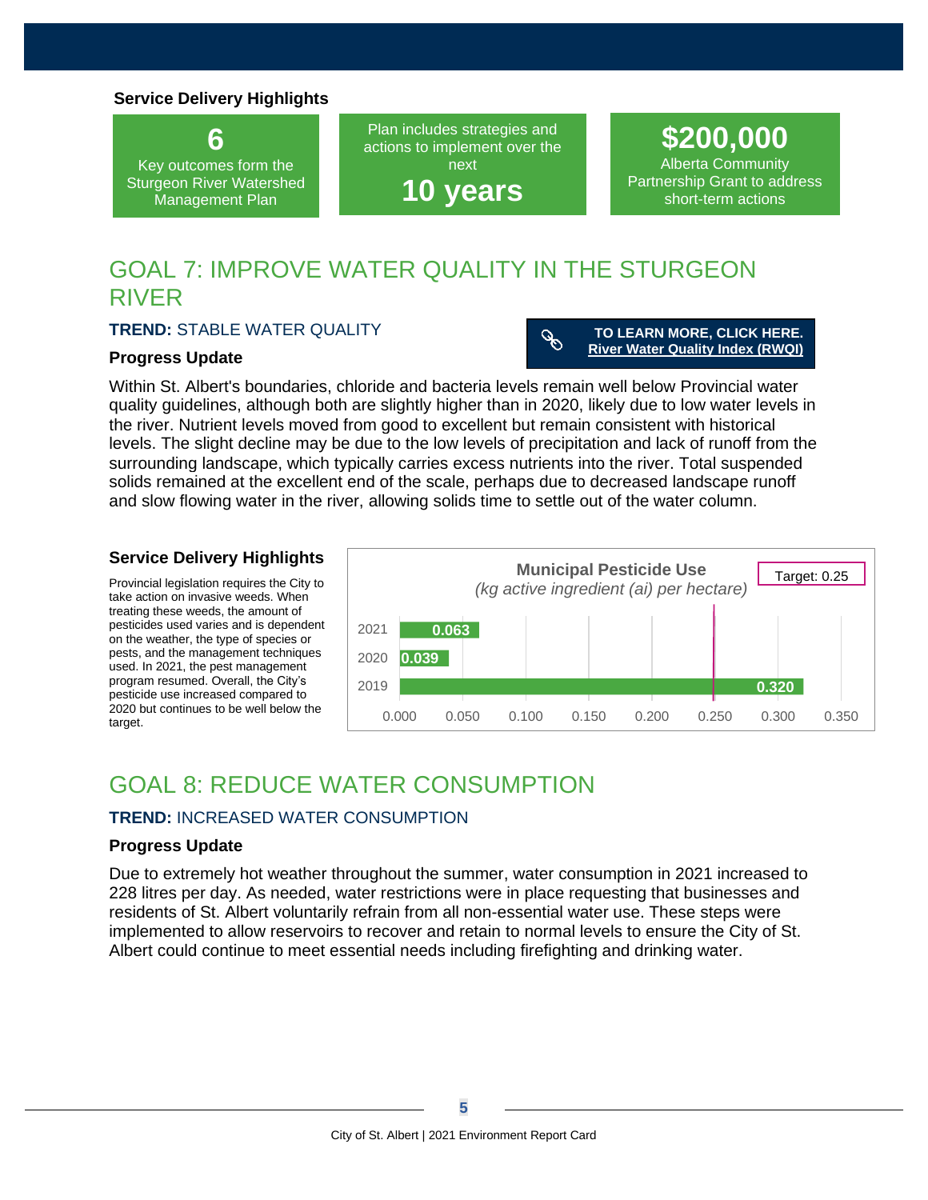### Service Delivery Highlights

**6**
Key outcomes form the Sturgeon River Watershed Management Plan

Plan includes strategies and actions to implement over the next
**10 years**

**$200,000**
Alberta Community Partnership Grant to address short-term actions

## GOAL 7: IMPROVE WATER QUALITY IN THE STURGEON RIVER

**TREND:** STABLE WATER QUALITY

**TO LEARN MORE, CLICK HERE.**
**River Water Quality Index (RWQI)**

### Progress Update

Within St. Albert's boundaries, chloride and bacteria levels remain well below Provincial water quality guidelines, although both are slightly higher than in 2020, likely due to low water levels in the river. Nutrient levels moved from good to excellent but remain consistent with historical levels. The slight decline may be due to the low levels of precipitation and lack of runoff from the surrounding landscape, which typically carries excess nutrients into the river. Total suspended solids remained at the excellent end of the scale, perhaps due to decreased landscape runoff and slow flowing water in the river, allowing solids time to settle out of the water column.

### Service Delivery Highlights

Provincial legislation requires the City to take action on invasive weeds. When treating these weeds, the amount of pesticides used varies and is dependent on the weather, the type of species or pests, and the management techniques used. In 2021, the pest management program resumed. Overall, the City's pesticide use increased compared to 2020 but continues to be well below the target.

**Municipal Pesticide Use**
*(kg active ingredient (ai) per hectare)*

Target: 0.25

| Year | kg ai per hectare |
|---|---|
| 2021 | 0.063 |
| 2020 | 0.039 |
| 2019 | 0.320 |

## GOAL 8: REDUCE WATER CONSUMPTION

**TREND:** INCREASED WATER CONSUMPTION

### Progress Update

Due to extremely hot weather throughout the summer, water consumption in 2021 increased to 228 litres per day. As needed, water restrictions were in place requesting that businesses and residents of St. Albert voluntarily refrain from all non-essential water use. These steps were implemented to allow reservoirs to recover and retain to normal levels to ensure the City of St. Albert could continue to meet essential needs including firefighting and drinking water.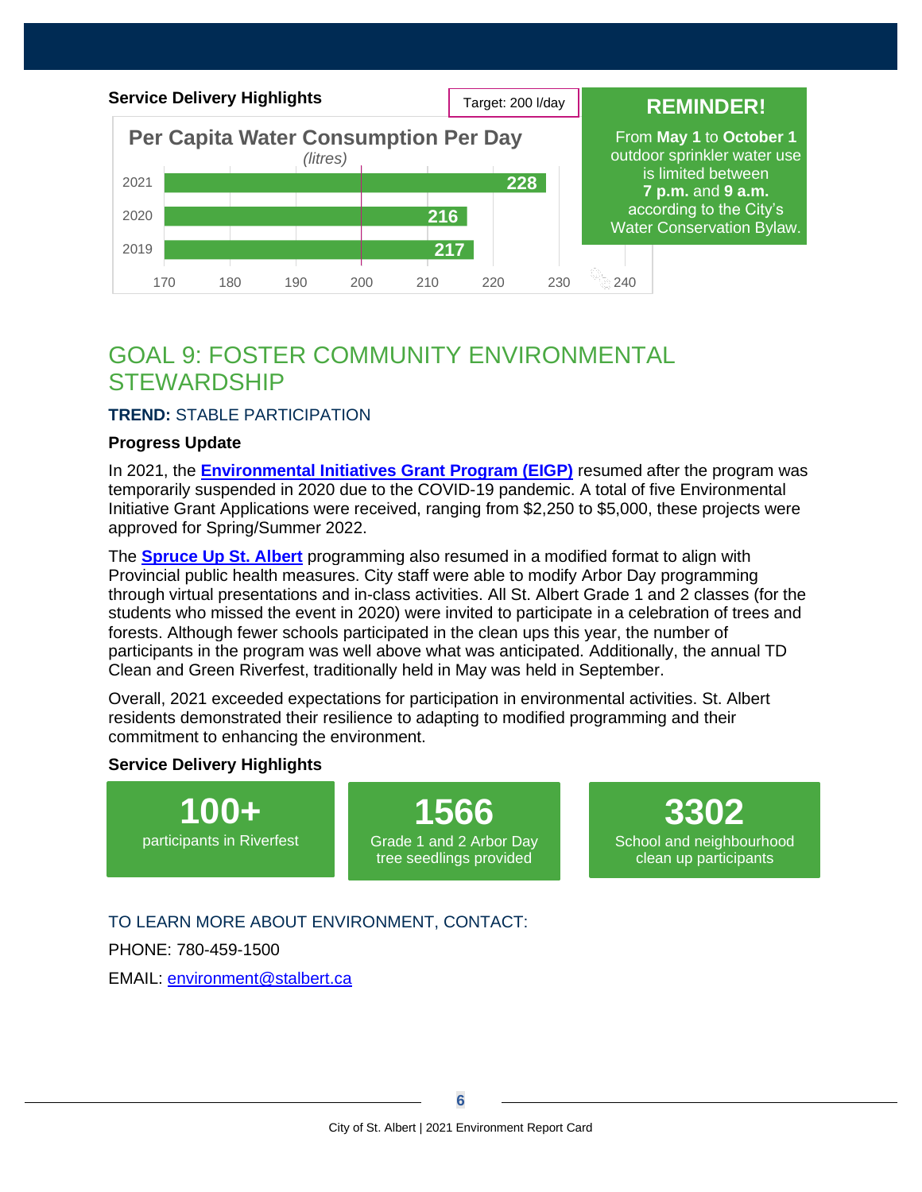**Service Delivery Highlights**

Target: 200 l/day

Per Capita Water Consumption Per Day
*(litres)*

2021
2020
2019

228
216
217

170 180 190 200 210 220 230 240

**REMINDER!**

From **May 1** to **October 1** outdoor sprinkler water use is limited between **7 p.m.** and **9 a.m.** according to the City's Water Conservation Bylaw.

## GOAL 9: FOSTER COMMUNITY ENVIRONMENTAL STEWARDSHIP

**TREND:** STABLE PARTICIPATION

**Progress Update**

In 2021, the **Environmental Initiatives Grant Program (EIGP)** resumed after the program was temporarily suspended in 2020 due to the COVID-19 pandemic. A total of five Environmental Initiative Grant Applications were received, ranging from $2,250 to $5,000, these projects were approved for Spring/Summer 2022.

The **Spruce Up St. Albert** programming also resumed in a modified format to align with Provincial public health measures. City staff were able to modify Arbor Day programming through virtual presentations and in-class activities. All St. Albert Grade 1 and 2 classes (for the students who missed the event in 2020) were invited to participate in a celebration of trees and forests. Although fewer schools participated in the clean ups this year, the number of participants in the program was well above what was anticipated. Additionally, the annual TD Clean and Green Riverfest, traditionally held in May was held in September.

Overall, 2021 exceeded expectations for participation in environmental activities. St. Albert residents demonstrated their resilience to adapting to modified programming and their commitment to enhancing the environment.

**Service Delivery Highlights**

**100+**
participants in Riverfest

**1566**
Grade 1 and 2 Arbor Day tree seedlings provided

**3302**
School and neighbourhood clean up participants

TO LEARN MORE ABOUT ENVIRONMENT, CONTACT:

PHONE: 780-459-1500

EMAIL: environment@stalbert.ca